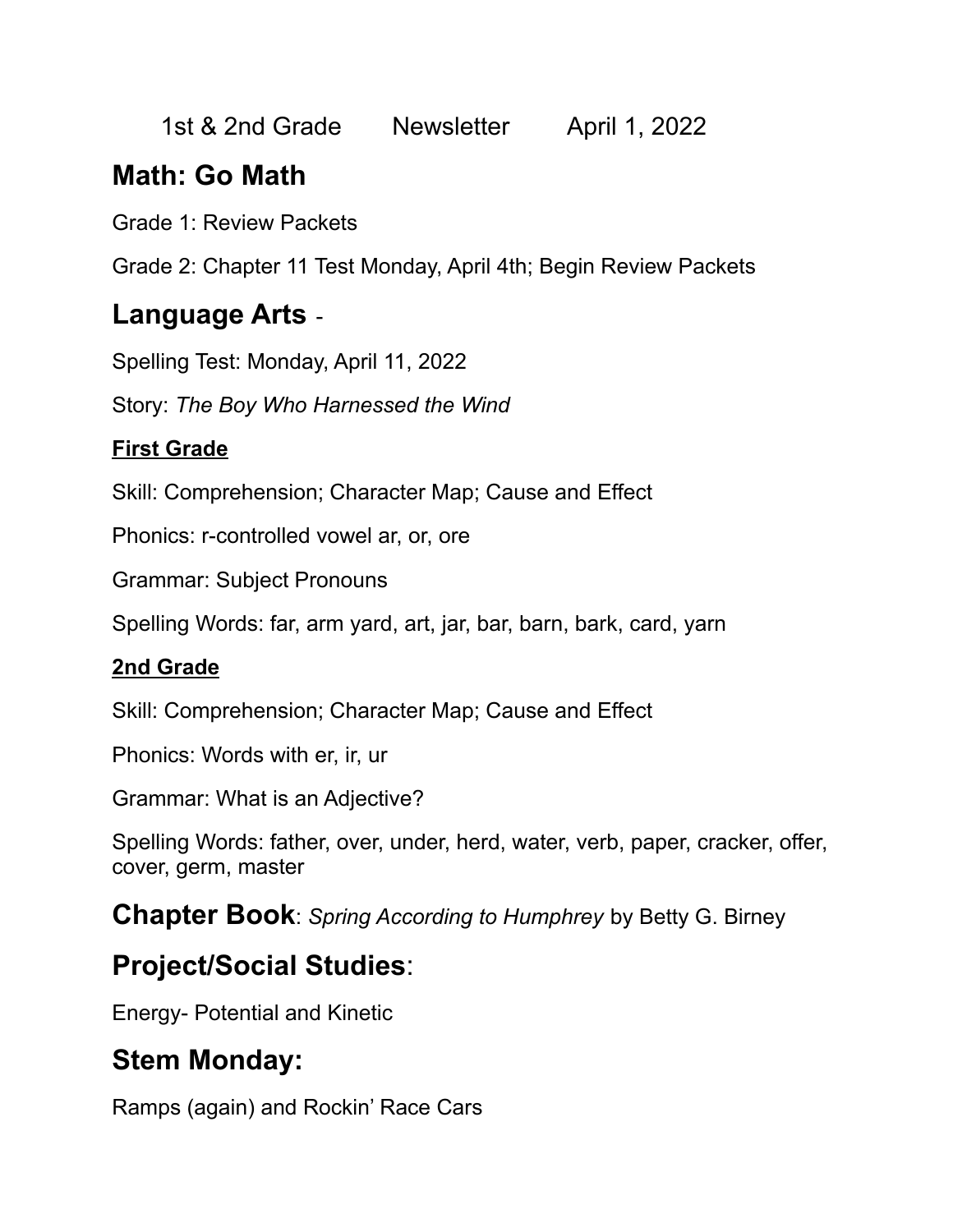1st & 2nd Grade Newsletter April 1, 2022

## Math: Go Math

Grade 1: Review Packets

Grade 2: Chapter 11 Test Monday, April 4th; Begin Review Packets

## Language Arts -

Spelling Test: Monday, April 11, 2022

Story: *The Boy Who Harnessed the Wind*

**First Grade**

Skill: Comprehension; Character Map; Cause and Effect

Phonics: r-controlled vowel ar, or, ore

Grammar: Subject Pronouns

Spelling Words: far, arm yard, art, jar, bar, barn, bark, card, yarn

**2nd Grade**

Skill: Comprehension; Character Map; Cause and Effect

Phonics: Words with er, ir, ur

Grammar: What is an Adjective?

Spelling Words: father, over, under, herd, water, verb, paper, cracker, offer, cover, germ, master

## Chapter Book: *Spring According to Humphrey* by Betty G. Birney

## Project/Social Studies:

Energy- Potential and Kinetic

## Stem Monday:

Ramps (again) and Rockin' Race Cars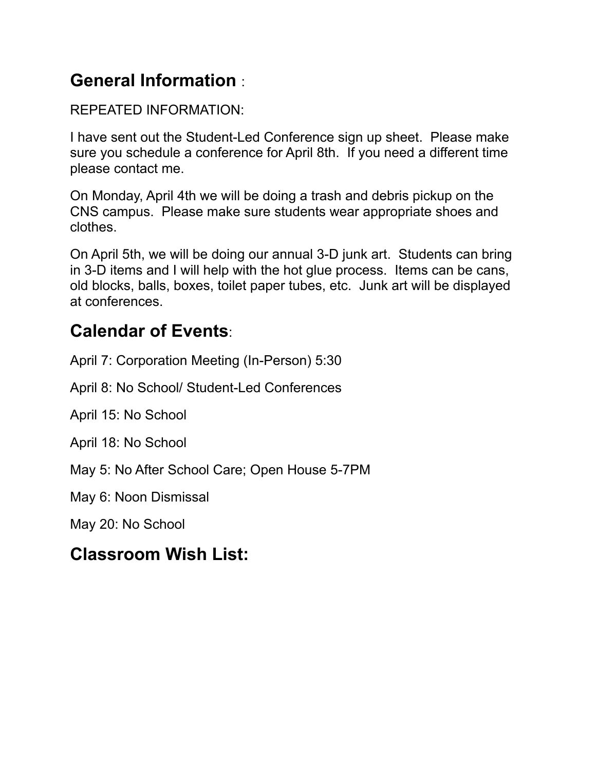## General Information :

REPEATED INFORMATION:

I have sent out the Student-Led Conference sign up sheet. Please make sure you schedule a conference for April 8th. If you need a different time please contact me.

On Monday, April 4th we will be doing a trash and debris pickup on the CNS campus. Please make sure students wear appropriate shoes and clothes.

On April 5th, we will be doing our annual 3-D junk art. Students can bring in 3-D items and I will help with the hot glue process. Items can be cans, old blocks, balls, boxes, toilet paper tubes, etc. Junk art will be displayed at conferences.

## Calendar of Events:

April 7: Corporation Meeting (In-Person) 5:30

April 8: No School/ Student-Led Conferences

April 15: No School

April 18: No School

May 5: No After School Care; Open House 5-7PM

May 6: Noon Dismissal

May 20: No School

## Classroom Wish List: